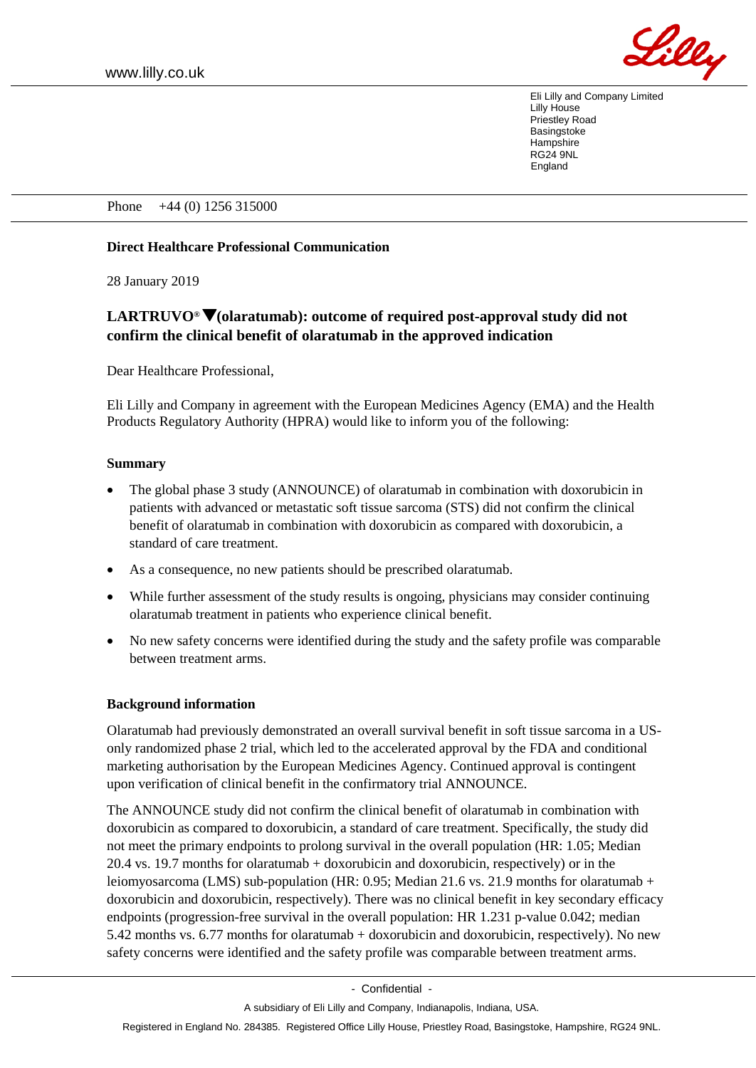www.lilly.co.uk

Lilly

Eli Lilly and Company Limited
Lilly House
Priestley Road
Basingstoke
Hampshire
RG24 9NL
England

Phone +44 (0) 1256 315000

**Direct Healthcare Professional Communication**

28 January 2019

## LARTRUVO® ▼(olaratumab): outcome of required post-approval study did not confirm the clinical benefit of olaratumab in the approved indication

Dear Healthcare Professional,

Eli Lilly and Company in agreement with the European Medicines Agency (EMA) and the Health Products Regulatory Authority (HPRA) would like to inform you of the following:

### Summary

- The global phase 3 study (ANNOUNCE) of olaratumab in combination with doxorubicin in patients with advanced or metastatic soft tissue sarcoma (STS) did not confirm the clinical benefit of olaratumab in combination with doxorubicin as compared with doxorubicin, a standard of care treatment.
- As a consequence, no new patients should be prescribed olaratumab.
- While further assessment of the study results is ongoing, physicians may consider continuing olaratumab treatment in patients who experience clinical benefit.
- No new safety concerns were identified during the study and the safety profile was comparable between treatment arms.

### Background information

Olaratumab had previously demonstrated an overall survival benefit in soft tissue sarcoma in a US-only randomized phase 2 trial, which led to the accelerated approval by the FDA and conditional marketing authorisation by the European Medicines Agency. Continued approval is contingent upon verification of clinical benefit in the confirmatory trial ANNOUNCE.

The ANNOUNCE study did not confirm the clinical benefit of olaratumab in combination with doxorubicin as compared to doxorubicin, a standard of care treatment. Specifically, the study did not meet the primary endpoints to prolong survival in the overall population (HR: 1.05; Median 20.4 vs. 19.7 months for olaratumab + doxorubicin and doxorubicin, respectively) or in the leiomyosarcoma (LMS) sub-population (HR: 0.95; Median 21.6 vs. 21.9 months for olaratumab + doxorubicin and doxorubicin, respectively). There was no clinical benefit in key secondary efficacy endpoints (progression-free survival in the overall population: HR 1.231 p-value 0.042; median 5.42 months vs. 6.77 months for olaratumab + doxorubicin and doxorubicin, respectively). No new safety concerns were identified and the safety profile was comparable between treatment arms.

- Confidential -

A subsidiary of Eli Lilly and Company, Indianapolis, Indiana, USA.

Registered in England No. 284385. Registered Office Lilly House, Priestley Road, Basingstoke, Hampshire, RG24 9NL.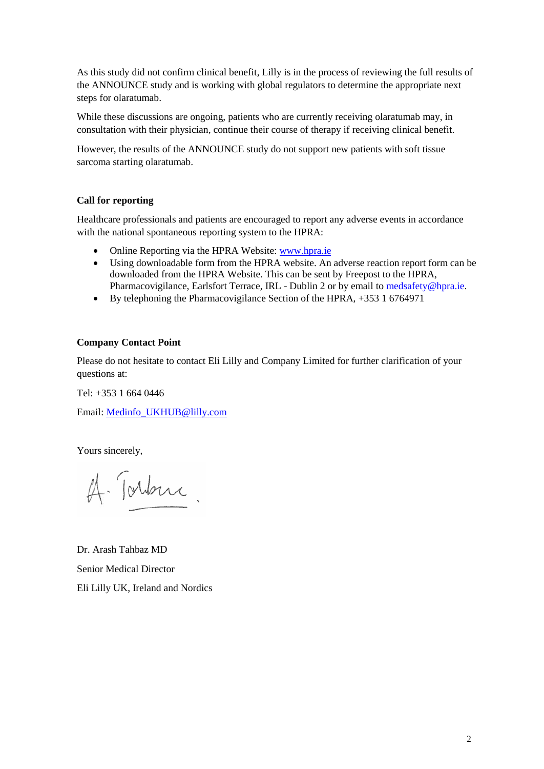As this study did not confirm clinical benefit, Lilly is in the process of reviewing the full results of the ANNOUNCE study and is working with global regulators to determine the appropriate next steps for olaratumab.

While these discussions are ongoing, patients who are currently receiving olaratumab may, in consultation with their physician, continue their course of therapy if receiving clinical benefit.

However, the results of the ANNOUNCE study do not support new patients with soft tissue sarcoma starting olaratumab.

**Call for reporting**

Healthcare professionals and patients are encouraged to report any adverse events in accordance with the national spontaneous reporting system to the HPRA:

- Online Reporting via the HPRA Website: www.hpra.ie
- Using downloadable form from the HPRA website. An adverse reaction report form can be downloaded from the HPRA Website. This can be sent by Freepost to the HPRA, Pharmacovigilance, Earlsfort Terrace, IRL - Dublin 2 or by email to medsafety@hpra.ie.
- By telephoning the Pharmacovigilance Section of the HPRA, +353 1 6764971

**Company Contact Point**

Please do not hesitate to contact Eli Lilly and Company Limited for further clarification of your questions at:

Tel: +353 1 664 0446

Email: Medinfo_UKHUB@lilly.com

Yours sincerely,

Dr. Arash Tahbaz MD

Senior Medical Director

Eli Lilly UK, Ireland and Nordics